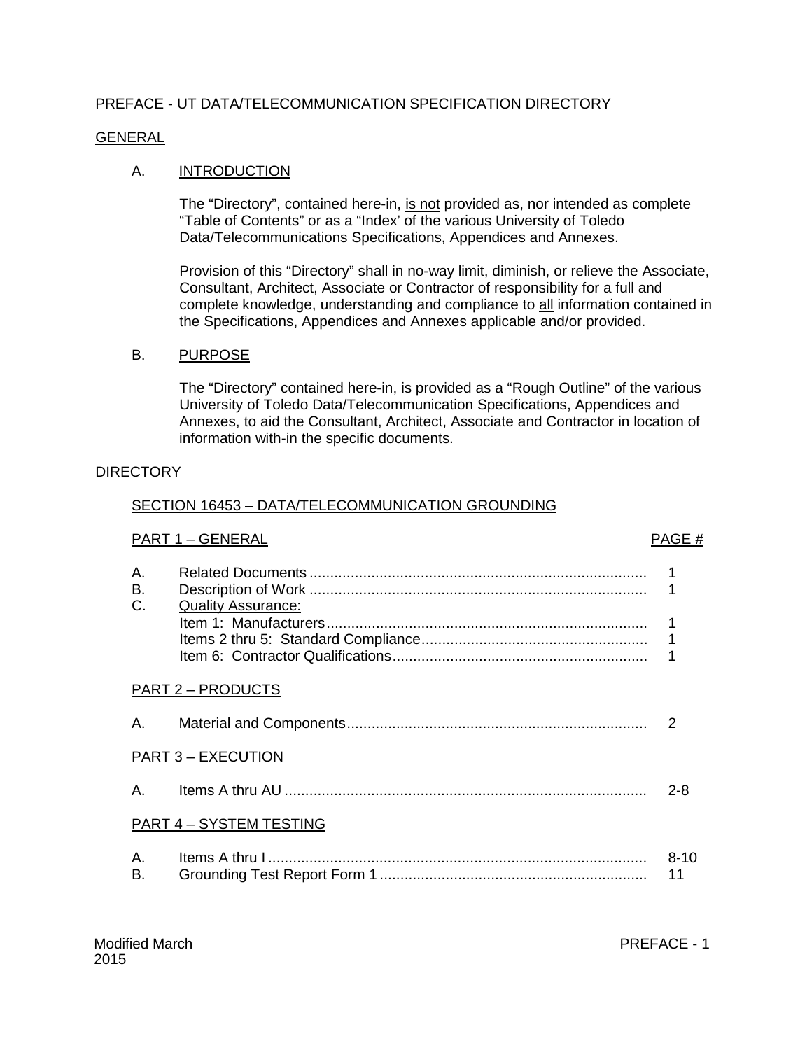# PREFACE - UT DATA/TELECOMMUNICATION SPECIFICATION DIRECTORY

## GENERAL

### A. INTRODUCTION

The "Directory", contained here-in, is not provided as, nor intended as complete "Table of Contents" or as a "Index' of the various University of Toledo Data/Telecommunications Specifications, Appendices and Annexes.

Provision of this "Directory" shall in no-way limit, diminish, or relieve the Associate, Consultant, Architect, Associate or Contractor of responsibility for a full and complete knowledge, understanding and compliance to all information contained in the Specifications, Appendices and Annexes applicable and/or provided.

### B. PURPOSE

The "Directory" contained here-in, is provided as a "Rough Outline" of the various University of Toledo Data/Telecommunication Specifications, Appendices and Annexes, to aid the Consultant, Architect, Associate and Contractor in location of information with-in the specific documents.

## DIRECTORY

### SECTION 16453 – DATA/TELECOMMUNICATION GROUNDING

| PART 1 – GENERAL | | PAGE # |
|---|---|---|
| A. | Related Documents | 1 |
| B. | Description of Work | 1 |
| C. | Quality Assurance: | |
| | Item 1: Manufacturers | 1 |
| | Items 2 thru 5: Standard Compliance | 1 |
| | Item 6: Contractor Qualifications | 1 |
| **PART 2 – PRODUCTS** | | |
| A. | Material and Components | 2 |
| **PART 3 – EXECUTION** | | |
| A. | Items A thru AU | 2-8 |
| **PART 4 – SYSTEM TESTING** | | |
| A. | Items A thru I | 8-10 |
| B. | Grounding Test Report Form 1 | 11 |

Modified March 2015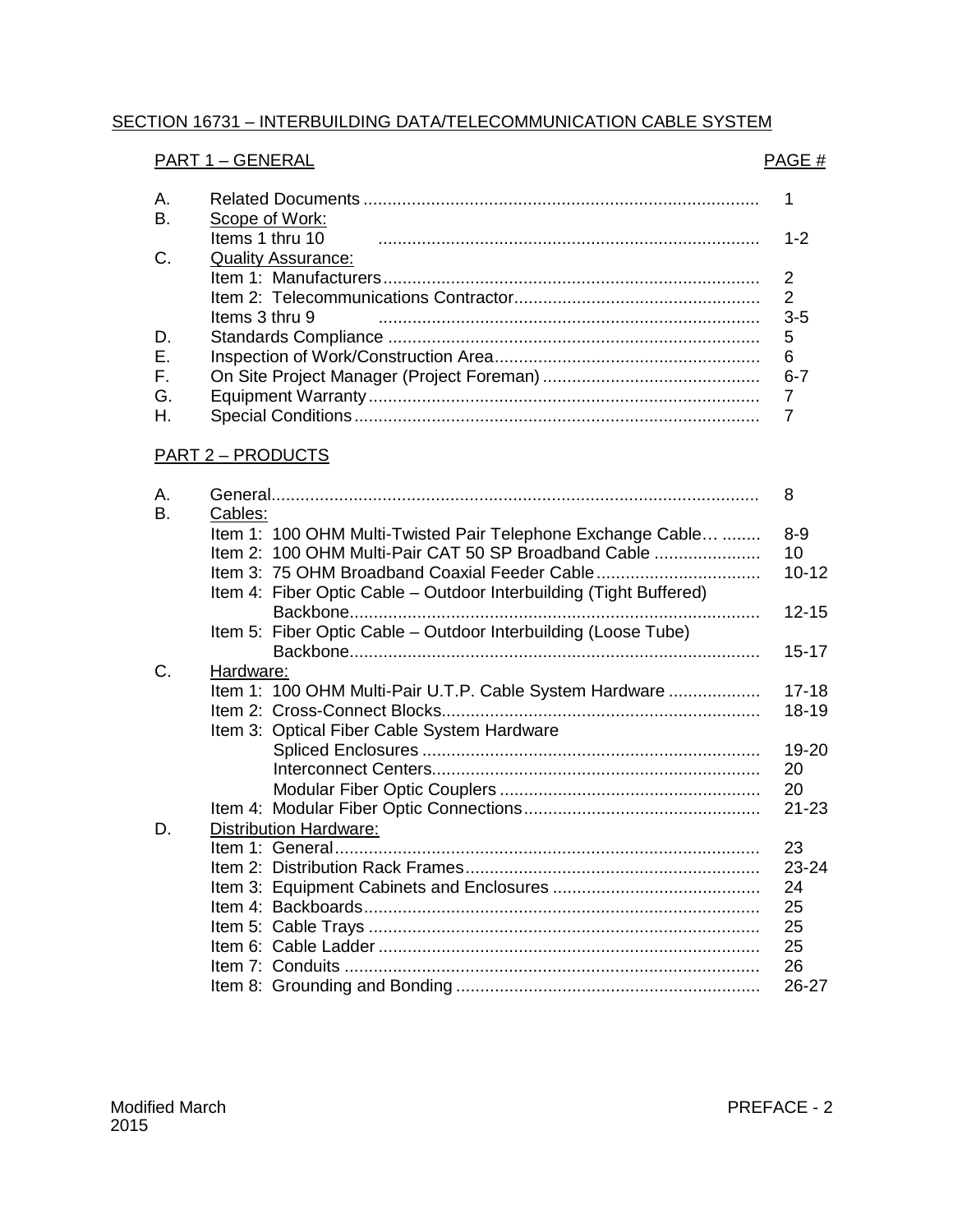## SECTION 16731 – INTERBUILDING DATA/TELECOMMUNICATION CABLE SYSTEM

### PART 1 – GENERAL

| | | PAGE # |
|---|---|---|
| A. | Related Documents | 1 |
| B. | Scope of Work: | |
| | Items 1 thru 10 | 1-2 |
| C. | Quality Assurance: | |
| | Item 1: Manufacturers | 2 |
| | Item 2: Telecommunications Contractor | 2 |
| | Items 3 thru 9 | 3-5 |
| D. | Standards Compliance | 5 |
| E. | Inspection of Work/Construction Area | 6 |
| F. | On Site Project Manager (Project Foreman) | 6-7 |
| G. | Equipment Warranty | 7 |
| H. | Special Conditions | 7 |

### PART 2 – PRODUCTS

| | | |
|---|---|---|
| A. | General | 8 |
| B. | Cables: | |
| | Item 1: 100 OHM Multi-Twisted Pair Telephone Exchange Cable… | 8-9 |
| | Item 2: 100 OHM Multi-Pair CAT 50 SP Broadband Cable | 10 |
| | Item 3: 75 OHM Broadband Coaxial Feeder Cable | 10-12 |
| | Item 4: Fiber Optic Cable – Outdoor Interbuilding (Tight Buffered) Backbone | 12-15 |
| | Item 5: Fiber Optic Cable – Outdoor Interbuilding (Loose Tube) Backbone | 15-17 |
| C. | Hardware: | |
| | Item 1: 100 OHM Multi-Pair U.T.P. Cable System Hardware | 17-18 |
| | Item 2: Cross-Connect Blocks | 18-19 |
| | Item 3: Optical Fiber Cable System Hardware | |
| | Spliced Enclosures | 19-20 |
| | Interconnect Centers | 20 |
| | Modular Fiber Optic Couplers | 20 |
| | Item 4: Modular Fiber Optic Connections | 21-23 |
| D. | Distribution Hardware: | |
| | Item 1: General | 23 |
| | Item 2: Distribution Rack Frames | 23-24 |
| | Item 3: Equipment Cabinets and Enclosures | 24 |
| | Item 4: Backboards | 25 |
| | Item 5: Cable Trays | 25 |
| | Item 6: Cable Ladder | 25 |
| | Item 7: Conduits | 26 |
| | Item 8: Grounding and Bonding | 26-27 |

Modified March 2015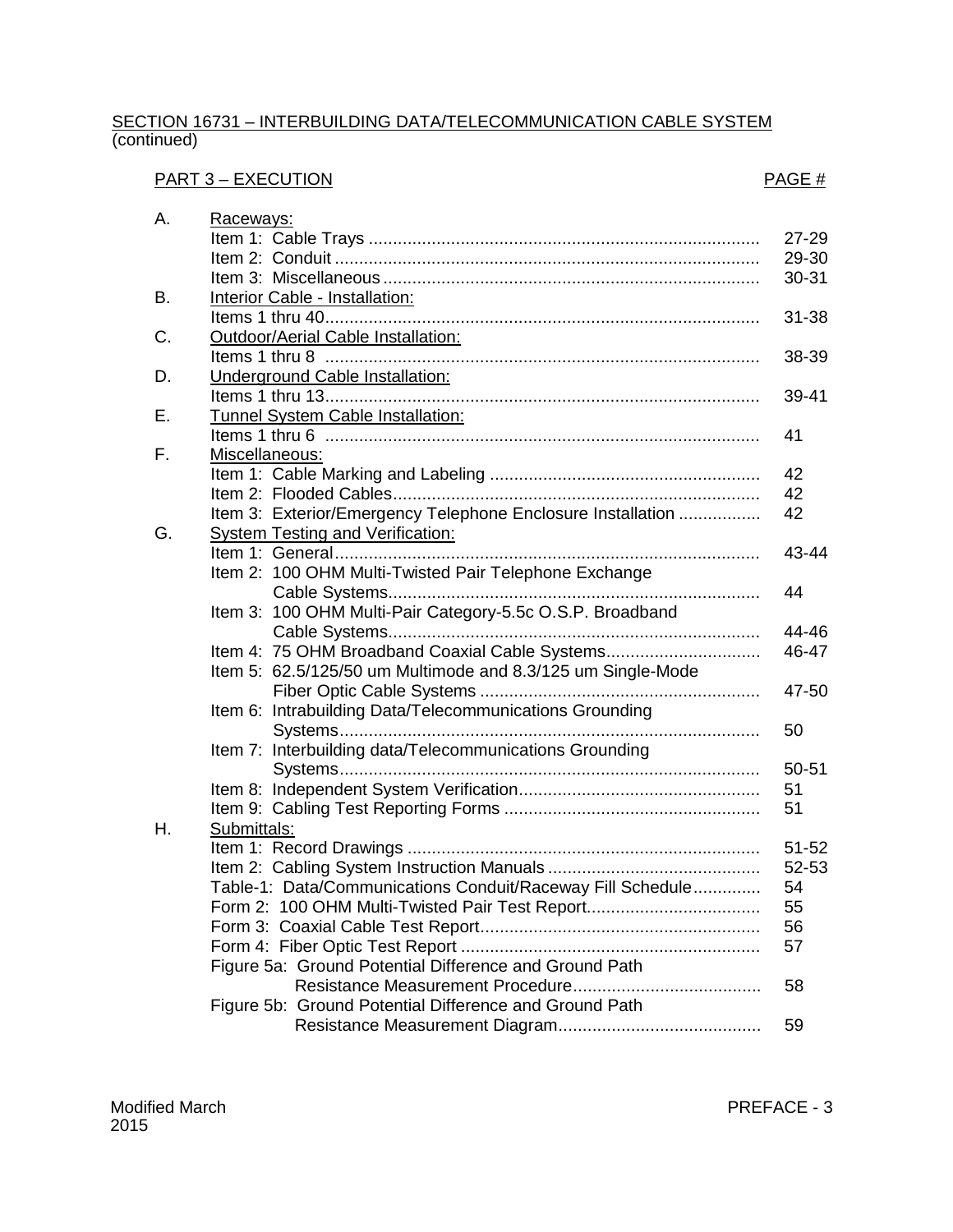SECTION 16731 – INTERBUILDING DATA/TELECOMMUNICATION CABLE SYSTEM (continued)

| PART 3 – EXECUTION | | PAGE # |
|---|---|---|
| A. | Raceways: | |
| | Item 1: Cable Trays | 27-29 |
| | Item 2: Conduit | 29-30 |
| | Item 3: Miscellaneous | 30-31 |
| B. | Interior Cable - Installation: | |
| | Items 1 thru 40 | 31-38 |
| C. | Outdoor/Aerial Cable Installation: | |
| | Items 1 thru 8 | 38-39 |
| D. | Underground Cable Installation: | |
| | Items 1 thru 13 | 39-41 |
| E. | Tunnel System Cable Installation: | |
| | Items 1 thru 6 | 41 |
| F. | Miscellaneous: | |
| | Item 1: Cable Marking and Labeling | 42 |
| | Item 2: Flooded Cables | 42 |
| | Item 3: Exterior/Emergency Telephone Enclosure Installation | 42 |
| G. | System Testing and Verification: | |
| | Item 1: General | 43-44 |
| | Item 2: 100 OHM Multi-Twisted Pair Telephone Exchange Cable Systems | 44 |
| | Item 3: 100 OHM Multi-Pair Category-5.5c O.S.P. Broadband Cable Systems | 44-46 |
| | Item 4: 75 OHM Broadband Coaxial Cable Systems | 46-47 |
| | Item 5: 62.5/125/50 um Multimode and 8.3/125 um Single-Mode Fiber Optic Cable Systems | 47-50 |
| | Item 6: Intrabuilding Data/Telecommunications Grounding Systems | 50 |
| | Item 7: Interbuilding data/Telecommunications Grounding Systems | 50-51 |
| | Item 8: Independent System Verification | 51 |
| | Item 9: Cabling Test Reporting Forms | 51 |
| H. | Submittals: | |
| | Item 1: Record Drawings | 51-52 |
| | Item 2: Cabling System Instruction Manuals | 52-53 |
| | Table-1: Data/Communications Conduit/Raceway Fill Schedule | 54 |
| | Form 2: 100 OHM Multi-Twisted Pair Test Report | 55 |
| | Form 3: Coaxial Cable Test Report | 56 |
| | Form 4: Fiber Optic Test Report | 57 |
| | Figure 5a: Ground Potential Difference and Ground Path Resistance Measurement Procedure | 58 |
| | Figure 5b: Ground Potential Difference and Ground Path Resistance Measurement Diagram | 59 |

Modified March 2015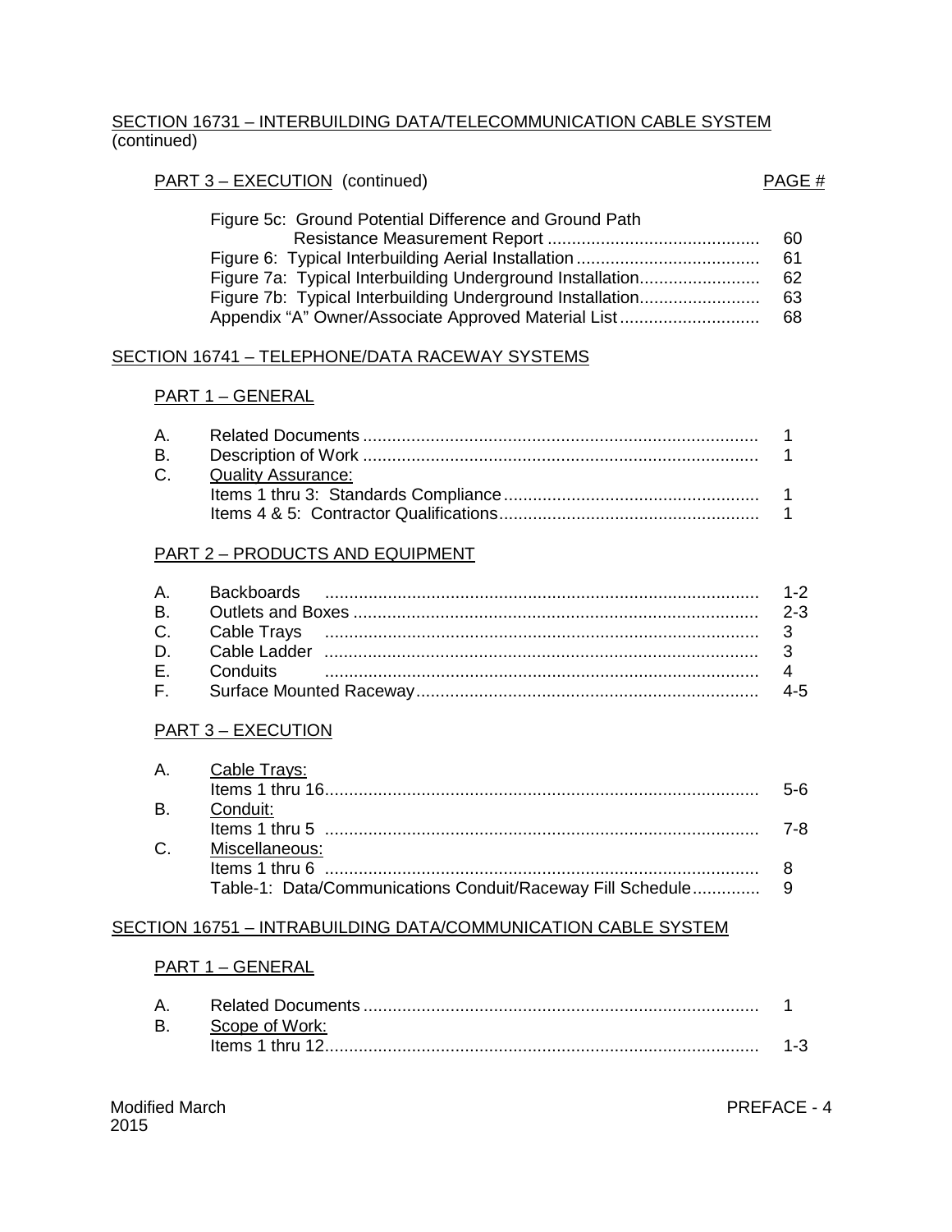## SECTION 16731 – INTERBUILDING DATA/TELECOMMUNICATION CABLE SYSTEM (continued)

### PART 3 – EXECUTION (continued)

| | PAGE # |
|---|---|
| Figure 5c: Ground Potential Difference and Ground Path Resistance Measurement Report | 60 |
| Figure 6: Typical Interbuilding Aerial Installation | 61 |
| Figure 7a: Typical Interbuilding Underground Installation | 62 |
| Figure 7b: Typical Interbuilding Underground Installation | 63 |
| Appendix "A" Owner/Associate Approved Material List | 68 |

## SECTION 16741 – TELEPHONE/DATA RACEWAY SYSTEMS

### PART 1 – GENERAL

| | | |
|---|---|---|
| A. | Related Documents | 1 |
| B. | Description of Work | 1 |
| C. | Quality Assurance: | |
| | Items 1 thru 3: Standards Compliance | 1 |
| | Items 4 & 5: Contractor Qualifications | 1 |

### PART 2 – PRODUCTS AND EQUIPMENT

| | | |
|---|---|---|
| A. | Backboards | 1-2 |
| B. | Outlets and Boxes | 2-3 |
| C. | Cable Trays | 3 |
| D. | Cable Ladder | 3 |
| E. | Conduits | 4 |
| F. | Surface Mounted Raceway | 4-5 |

### PART 3 – EXECUTION

| | | |
|---|---|---|
| A. | Cable Trays: | |
| | Items 1 thru 16 | 5-6 |
| B. | Conduit: | |
| | Items 1 thru 5 | 7-8 |
| C. | Miscellaneous: | |
| | Items 1 thru 6 | 8 |
| | Table-1: Data/Communications Conduit/Raceway Fill Schedule | 9 |

## SECTION 16751 – INTRABUILDING DATA/COMMUNICATION CABLE SYSTEM

### PART 1 – GENERAL

| | | |
|---|---|---|
| A. | Related Documents | 1 |
| B. | Scope of Work: | |
| | Items 1 thru 12 | 1-3 |

Modified March 2015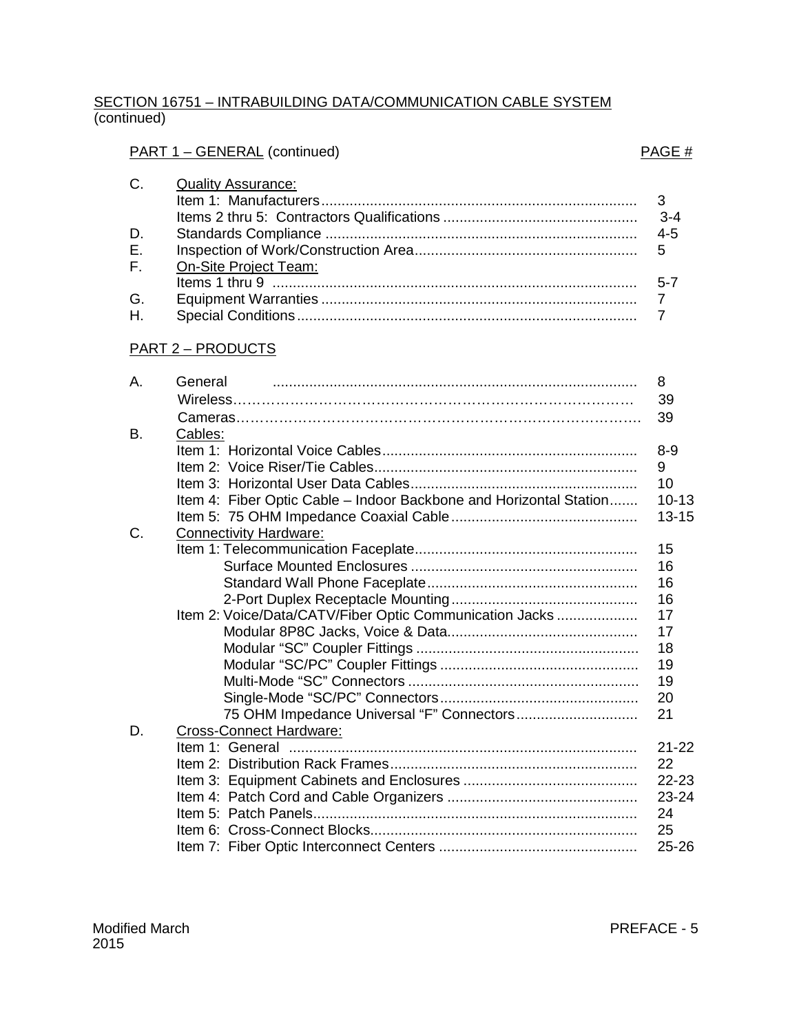SECTION 16751 – INTRABUILDING DATA/COMMUNICATION CABLE SYSTEM (continued)

| PART 1 – GENERAL (continued) | | PAGE # |
|---|---|---|
| C. | Quality Assurance: | |
| | Item 1: Manufacturers | 3 |
| | Items 2 thru 5: Contractors Qualifications | 3-4 |
| D. | Standards Compliance | 4-5 |
| E. | Inspection of Work/Construction Area | 5 |
| F. | On-Site Project Team: | |
| | Items 1 thru 9 | 5-7 |
| G. | Equipment Warranties | 7 |
| H. | Special Conditions | 7 |

PART 2 – PRODUCTS

| | | |
|---|---|---|
| A. | General | 8 |
| | Wireless | 39 |
| | Cameras | 39 |
| B. | Cables: | |
| | Item 1: Horizontal Voice Cables | 8-9 |
| | Item 2: Voice Riser/Tie Cables | 9 |
| | Item 3: Horizontal User Data Cables | 10 |
| | Item 4: Fiber Optic Cable – Indoor Backbone and Horizontal Station | 10-13 |
| | Item 5: 75 OHM Impedance Coaxial Cable | 13-15 |
| C. | Connectivity Hardware: | |
| | Item 1: Telecommunication Faceplate | 15 |
| | Surface Mounted Enclosures | 16 |
| | Standard Wall Phone Faceplate | 16 |
| | 2-Port Duplex Receptacle Mounting | 16 |
| | Item 2: Voice/Data/CATV/Fiber Optic Communication Jacks | 17 |
| | Modular 8P8C Jacks, Voice & Data | 17 |
| | Modular "SC" Coupler Fittings | 18 |
| | Modular "SC/PC" Coupler Fittings | 19 |
| | Multi-Mode "SC" Connectors | 19 |
| | Single-Mode "SC/PC" Connectors | 20 |
| | 75 OHM Impedance Universal "F" Connectors | 21 |
| D. | Cross-Connect Hardware: | |
| | Item 1: General | 21-22 |
| | Item 2: Distribution Rack Frames | 22 |
| | Item 3: Equipment Cabinets and Enclosures | 22-23 |
| | Item 4: Patch Cord and Cable Organizers | 23-24 |
| | Item 5: Patch Panels | 24 |
| | Item 6: Cross-Connect Blocks | 25 |
| | Item 7: Fiber Optic Interconnect Centers | 25-26 |

Modified March 2015

PREFACE - 5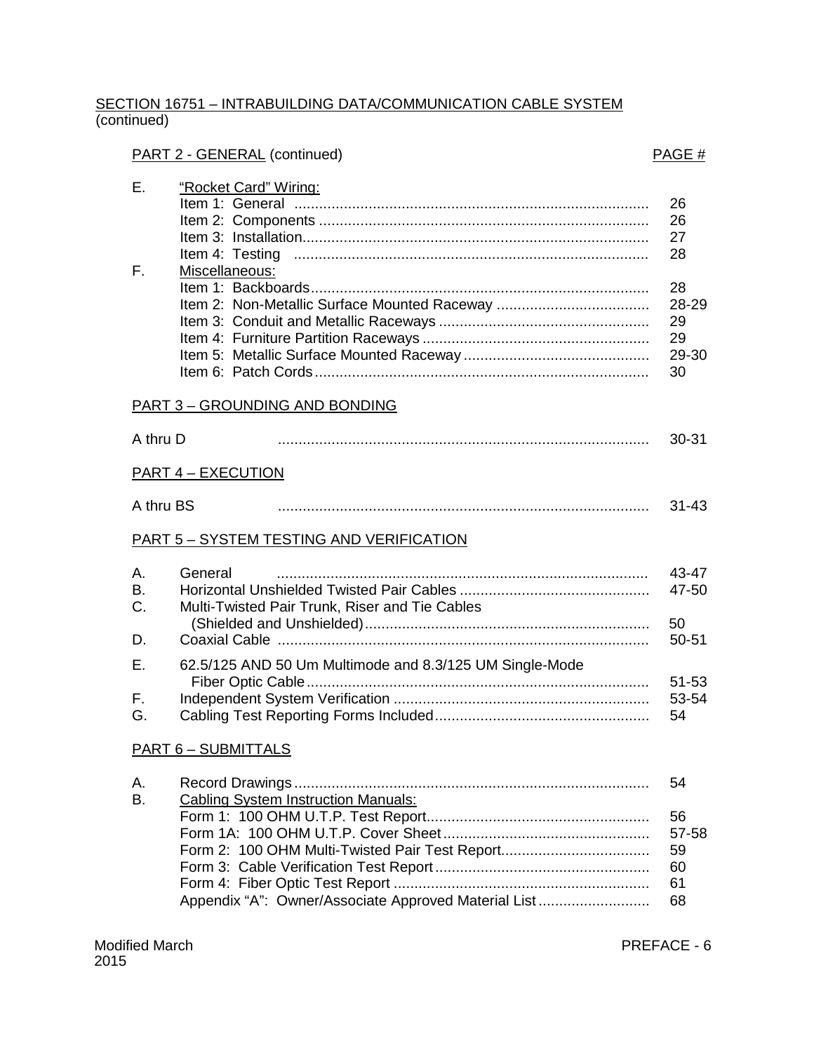SECTION 16751 – INTRABUILDING DATA/COMMUNICATION CABLE SYSTEM (continued)

| PART 2 - GENERAL (continued) | | PAGE # |
|---|---|---|
| E. | "Rocket Card" Wiring: | |
| | Item 1: General | 26 |
| | Item 2: Components | 26 |
| | Item 3: Installation | 27 |
| | Item 4: Testing | 28 |
| F. | Miscellaneous: | |
| | Item 1: Backboards | 28 |
| | Item 2: Non-Metallic Surface Mounted Raceway | 28-29 |
| | Item 3: Conduit and Metallic Raceways | 29 |
| | Item 4: Furniture Partition Raceways | 29 |
| | Item 5: Metallic Surface Mounted Raceway | 29-30 |
| | Item 6: Patch Cords | 30 |

PART 3 – GROUNDING AND BONDING

| | | |
|---|---|---|
| A thru D | | 30-31 |

PART 4 – EXECUTION

| | | |
|---|---|---|
| A thru BS | | 31-43 |

PART 5 – SYSTEM TESTING AND VERIFICATION

| | | |
|---|---|---|
| A. | General | 43-47 |
| B. | Horizontal Unshielded Twisted Pair Cables | 47-50 |
| C. | Multi-Twisted Pair Trunk, Riser and Tie Cables (Shielded and Unshielded) | 50 |
| D. | Coaxial Cable | 50-51 |
| E. | 62.5/125 AND 50 Um Multimode and 8.3/125 UM Single-Mode Fiber Optic Cable | 51-53 |
| F. | Independent System Verification | 53-54 |
| G. | Cabling Test Reporting Forms Included | 54 |

PART 6 – SUBMITTALS

| | | |
|---|---|---|
| A. | Record Drawings | 54 |
| B. | Cabling System Instruction Manuals: | |
| | Form 1: 100 OHM U.T.P. Test Report | 56 |
| | Form 1A: 100 OHM U.T.P. Cover Sheet | 57-58 |
| | Form 2: 100 OHM Multi-Twisted Pair Test Report | 59 |
| | Form 3: Cable Verification Test Report | 60 |
| | Form 4: Fiber Optic Test Report | 61 |
| | Appendix "A": Owner/Associate Approved Material List | 68 |

Modified March 2015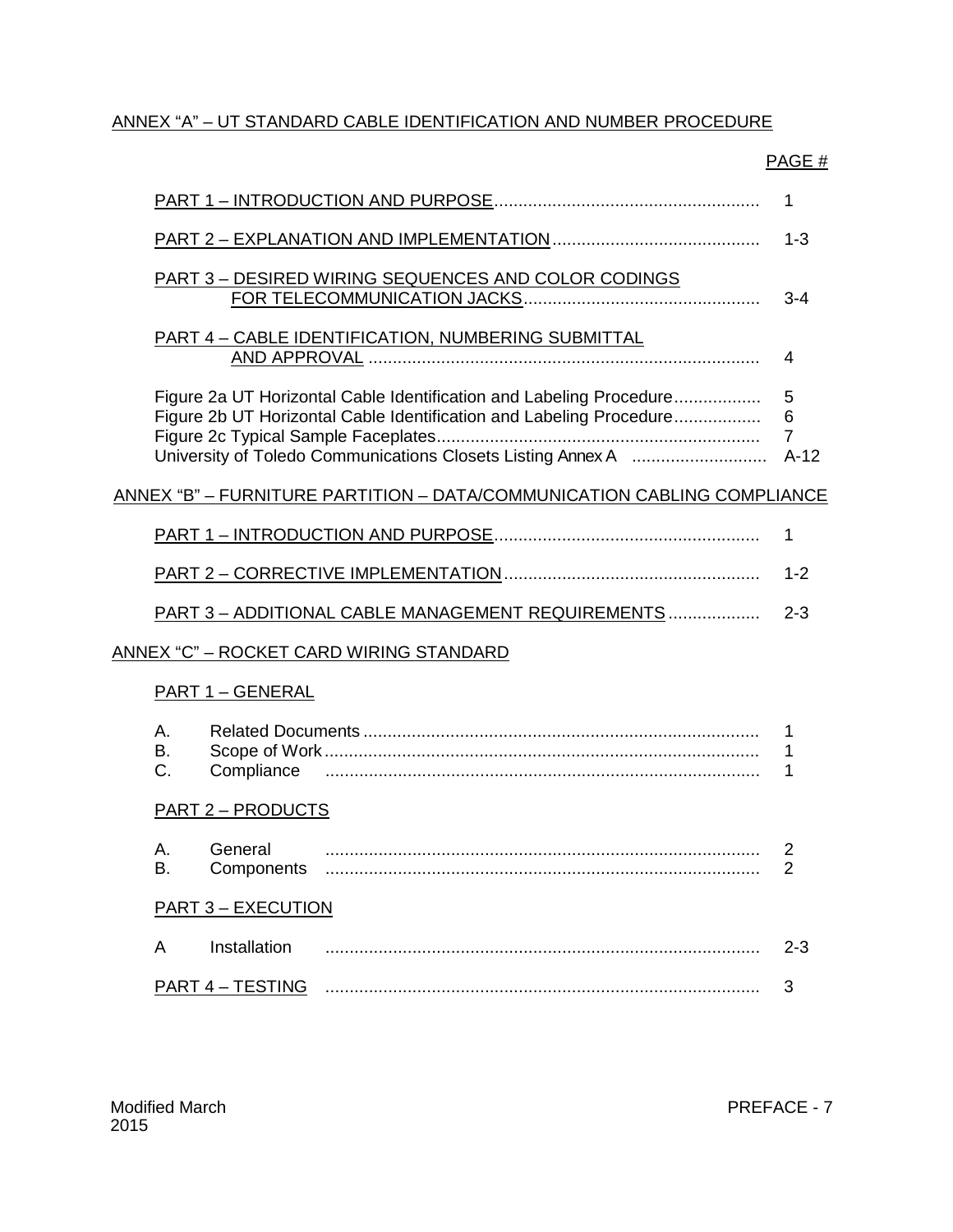## ANNEX "A" – UT STANDARD CABLE IDENTIFICATION AND NUMBER PROCEDURE

| | PAGE # |
|---|---|
| PART 1 – INTRODUCTION AND PURPOSE | 1 |
| PART 2 – EXPLANATION AND IMPLEMENTATION | 1-3 |
| PART 3 – DESIRED WIRING SEQUENCES AND COLOR CODINGS FOR TELECOMMUNICATION JACKS | 3-4 |
| PART 4 – CABLE IDENTIFICATION, NUMBERING SUBMITTAL AND APPROVAL | 4 |
| Figure 2a UT Horizontal Cable Identification and Labeling Procedure | 5 |
| Figure 2b UT Horizontal Cable Identification and Labeling Procedure | 6 |
| Figure 2c Typical Sample Faceplates | 7 |
| University of Toledo Communications Closets Listing Annex A | A-12 |

## ANNEX "B" – FURNITURE PARTITION – DATA/COMMUNICATION CABLING COMPLIANCE

| | |
|---|---|
| PART 1 – INTRODUCTION AND PURPOSE | 1 |
| PART 2 – CORRECTIVE IMPLEMENTATION | 1-2 |
| PART 3 – ADDITIONAL CABLE MANAGEMENT REQUIREMENTS | 2-3 |

## ANNEX "C" – ROCKET CARD WIRING STANDARD

### PART 1 – GENERAL

| | | |
|---|---|---|
| A. | Related Documents | 1 |
| B. | Scope of Work | 1 |
| C. | Compliance | 1 |

### PART 2 – PRODUCTS

| | | |
|---|---|---|
| A. | General | 2 |
| B. | Components | 2 |

### PART 3 – EXECUTION

| | | |
|---|---|---|
| A | Installation | 2-3 |

### PART 4 – TESTING ............ 3

Modified March 2015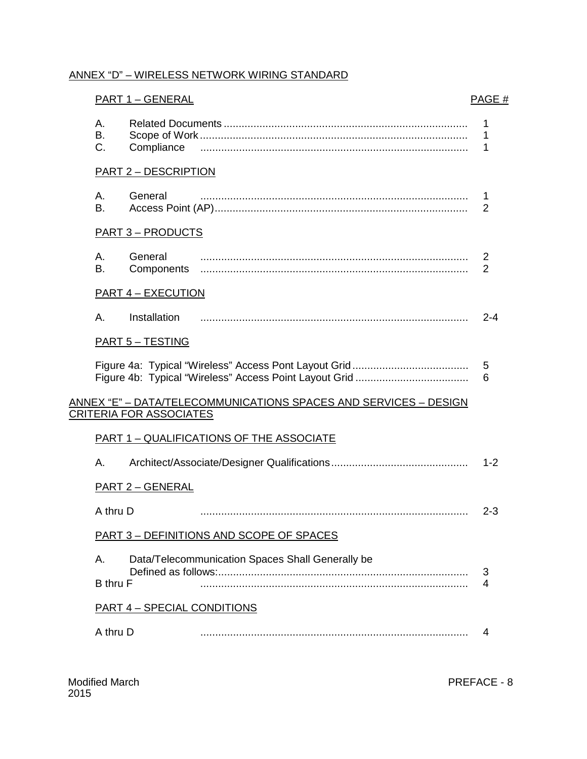ANNEX "D" – WIRELESS NETWORK WIRING STANDARD

| PART 1 – GENERAL | | PAGE # |
|---|---|---|
| A. | Related Documents | 1 |
| B. | Scope of Work | 1 |
| C. | Compliance | 1 |
| **PART 2 – DESCRIPTION** | | |
| A. | General | 1 |
| B. | Access Point (AP) | 2 |
| **PART 3 – PRODUCTS** | | |
| A. | General | 2 |
| B. | Components | 2 |
| **PART 4 – EXECUTION** | | |
| A. | Installation | 2-4 |
| **PART 5 – TESTING** | | |
| | Figure 4a: Typical "Wireless" Access Pont Layout Grid | 5 |
| | Figure 4b: Typical "Wireless" Access Point Layout Grid | 6 |

ANNEX "E" – DATA/TELECOMMUNICATIONS SPACES AND SERVICES – DESIGN CRITERIA FOR ASSOCIATES

| PART 1 – QUALIFICATIONS OF THE ASSOCIATE | | |
|---|---|---|
| A. | Architect/Associate/Designer Qualifications | 1-2 |
| **PART 2 – GENERAL** | | |
| A thru D | | 2-3 |
| **PART 3 – DEFINITIONS AND SCOPE OF SPACES** | | |
| A. | Data/Telecommunication Spaces Shall Generally be Defined as follows: | 3 |
| B thru F | | 4 |
| **PART 4 – SPECIAL CONDITIONS** | | |
| A thru D | | 4 |

Modified March 2015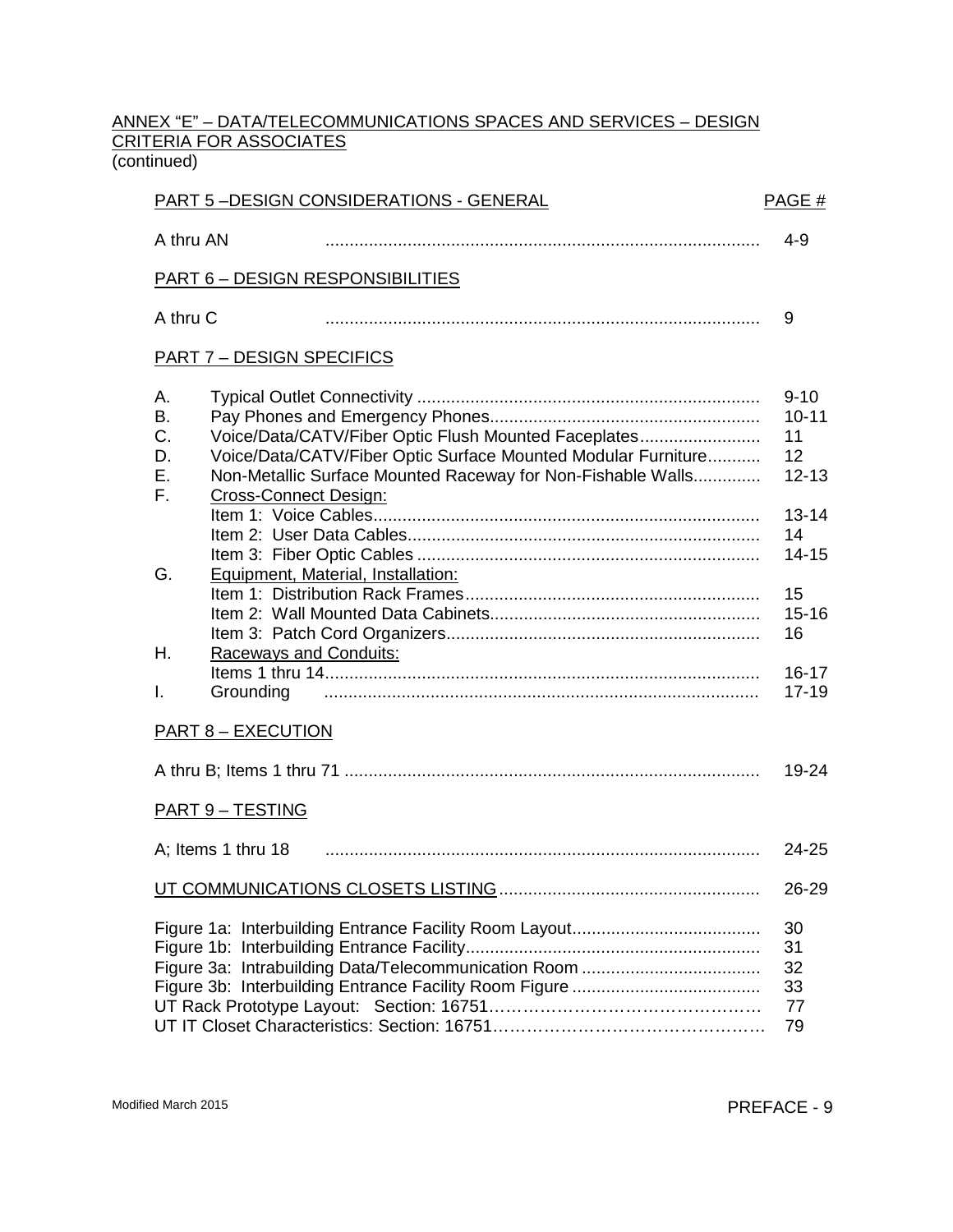ANNEX "E" – DATA/TELECOMMUNICATIONS SPACES AND SERVICES – DESIGN CRITERIA FOR ASSOCIATES
(continued)

| PART 5 –DESIGN CONSIDERATIONS - GENERAL | | PAGE # |
|---|---|---|
| A thru AN | | 4-9 |
| **PART 6 – DESIGN RESPONSIBILITIES** | | |
| A thru C | | 9 |
| **PART 7 – DESIGN SPECIFICS** | | |
| A. | Typical Outlet Connectivity | 9-10 |
| B. | Pay Phones and Emergency Phones | 10-11 |
| C. | Voice/Data/CATV/Fiber Optic Flush Mounted Faceplates | 11 |
| D. | Voice/Data/CATV/Fiber Optic Surface Mounted Modular Furniture | 12 |
| E. | Non-Metallic Surface Mounted Raceway for Non-Fishable Walls | 12-13 |
| F. | Cross-Connect Design: | |
| | Item 1: Voice Cables | 13-14 |
| | Item 2: User Data Cables | 14 |
| | Item 3: Fiber Optic Cables | 14-15 |
| G. | Equipment, Material, Installation: | |
| | Item 1: Distribution Rack Frames | 15 |
| | Item 2: Wall Mounted Data Cabinets | 15-16 |
| | Item 3: Patch Cord Organizers | 16 |
| H. | Raceways and Conduits: | |
| | Items 1 thru 14 | 16-17 |
| I. | Grounding | 17-19 |
| **PART 8 – EXECUTION** | | |
| A thru B; Items 1 thru 71 | | 19-24 |
| **PART 9 – TESTING** | | |
| A; Items 1 thru 18 | | 24-25 |
| UT COMMUNICATIONS CLOSETS LISTING | | 26-29 |
| Figure 1a: Interbuilding Entrance Facility Room Layout | | 30 |
| Figure 1b: Interbuilding Entrance Facility | | 31 |
| Figure 3a: Intrabuilding Data/Telecommunication Room | | 32 |
| Figure 3b: Interbuilding Entrance Facility Room Figure | | 33 |
| UT Rack Prototype Layout: Section: 16751 | | 77 |
| UT IT Closet Characteristics: Section: 16751 | | 79 |

Modified March 2015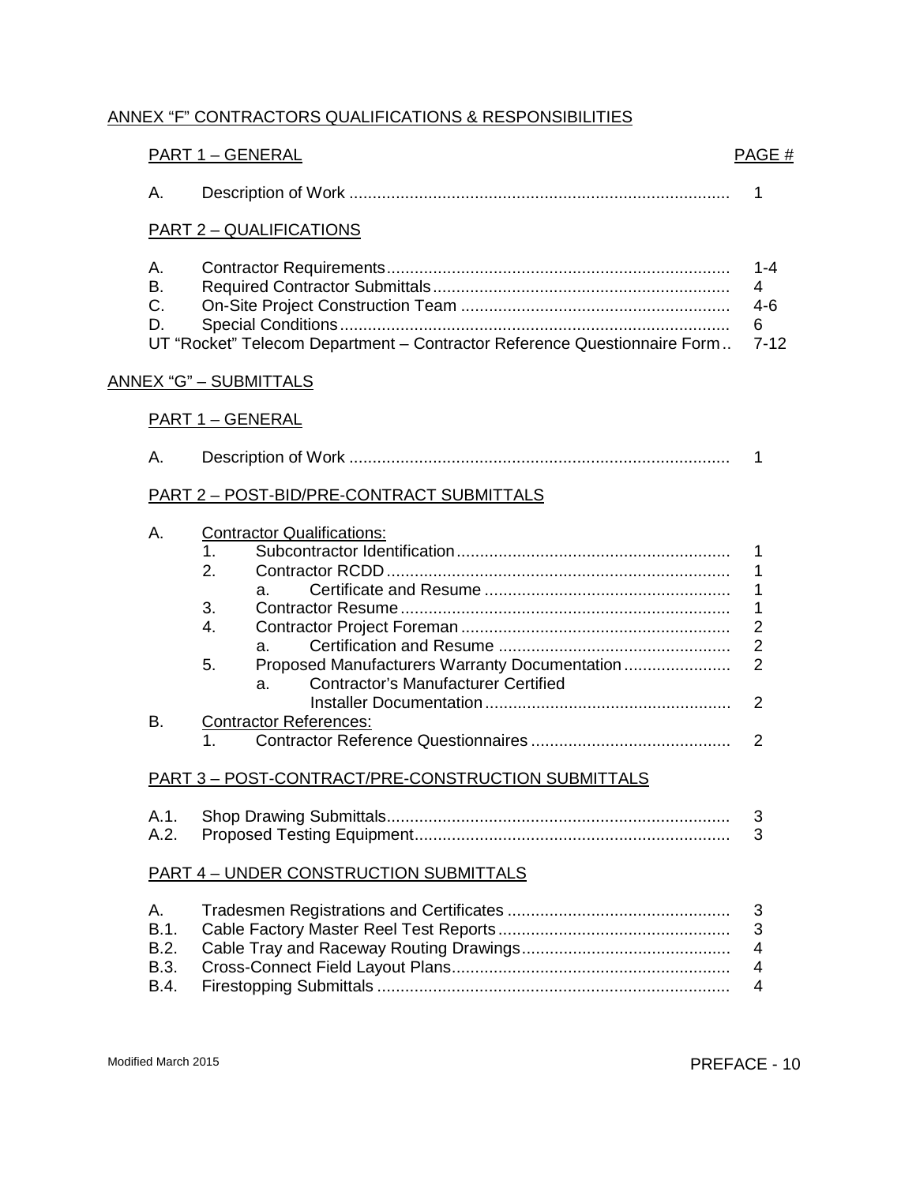## ANNEX "F" CONTRACTORS QUALIFICATIONS & RESPONSIBILITIES

| PART 1 – GENERAL | PAGE # |
|---|---|
| A. Description of Work | 1 |
| **PART 2 – QUALIFICATIONS** | |
| A. Contractor Requirements | 1-4 |
| B. Required Contractor Submittals | 4 |
| C. On-Site Project Construction Team | 4-6 |
| D. Special Conditions | 6 |
| UT "Rocket" Telecom Department – Contractor Reference Questionnaire Form | 7-12 |

## ANNEX "G" – SUBMITTALS

| PART 1 – GENERAL | |
|---|---|
| A. Description of Work | 1 |
| **PART 2 – POST-BID/PRE-CONTRACT SUBMITTALS** | |
| A. Contractor Qualifications: | |
| 1. Subcontractor Identification | 1 |
| 2. Contractor RCDD | 1 |
| a. Certificate and Resume | 1 |
| 3. Contractor Resume | 1 |
| 4. Contractor Project Foreman | 2 |
| a. Certification and Resume | 2 |
| 5. Proposed Manufacturers Warranty Documentation | 2 |
| a. Contractor's Manufacturer Certified Installer Documentation | 2 |
| B. Contractor References: | |
| 1. Contractor Reference Questionnaires | 2 |
| **PART 3 – POST-CONTRACT/PRE-CONSTRUCTION SUBMITTALS** | |
| A.1. Shop Drawing Submittals | 3 |
| A.2. Proposed Testing Equipment | 3 |
| **PART 4 – UNDER CONSTRUCTION SUBMITTALS** | |
| A. Tradesmen Registrations and Certificates | 3 |
| B.1. Cable Factory Master Reel Test Reports | 3 |
| B.2. Cable Tray and Raceway Routing Drawings | 4 |
| B.3. Cross-Connect Field Layout Plans | 4 |
| B.4. Firestopping Submittals | 4 |

Modified March 2015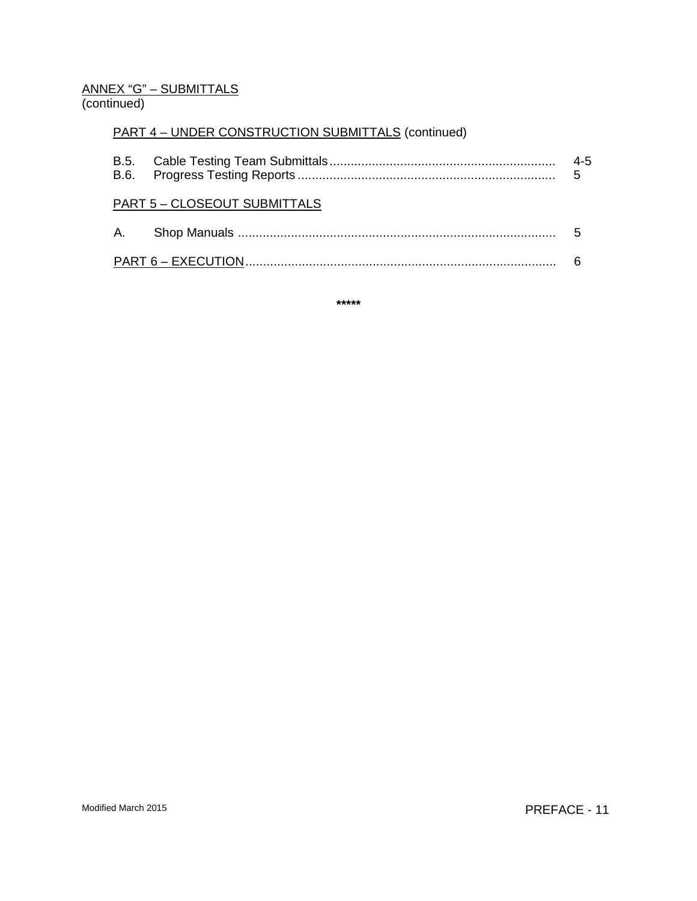ANNEX "G" – SUBMITTALS
(continued)

PART 4 – UNDER CONSTRUCTION SUBMITTALS (continued)

| | | |
|---|---|---|
| B.5. | Cable Testing Team Submittals | 4-5 |
| B.6. | Progress Testing Reports | 5 |

PART 5 – CLOSEOUT SUBMITTALS

| | | |
|---|---|---|
| A. | Shop Manuals | 5 |

| | |
|---|---|
| PART 6 – EXECUTION | 6 |

*****

Modified March 2015